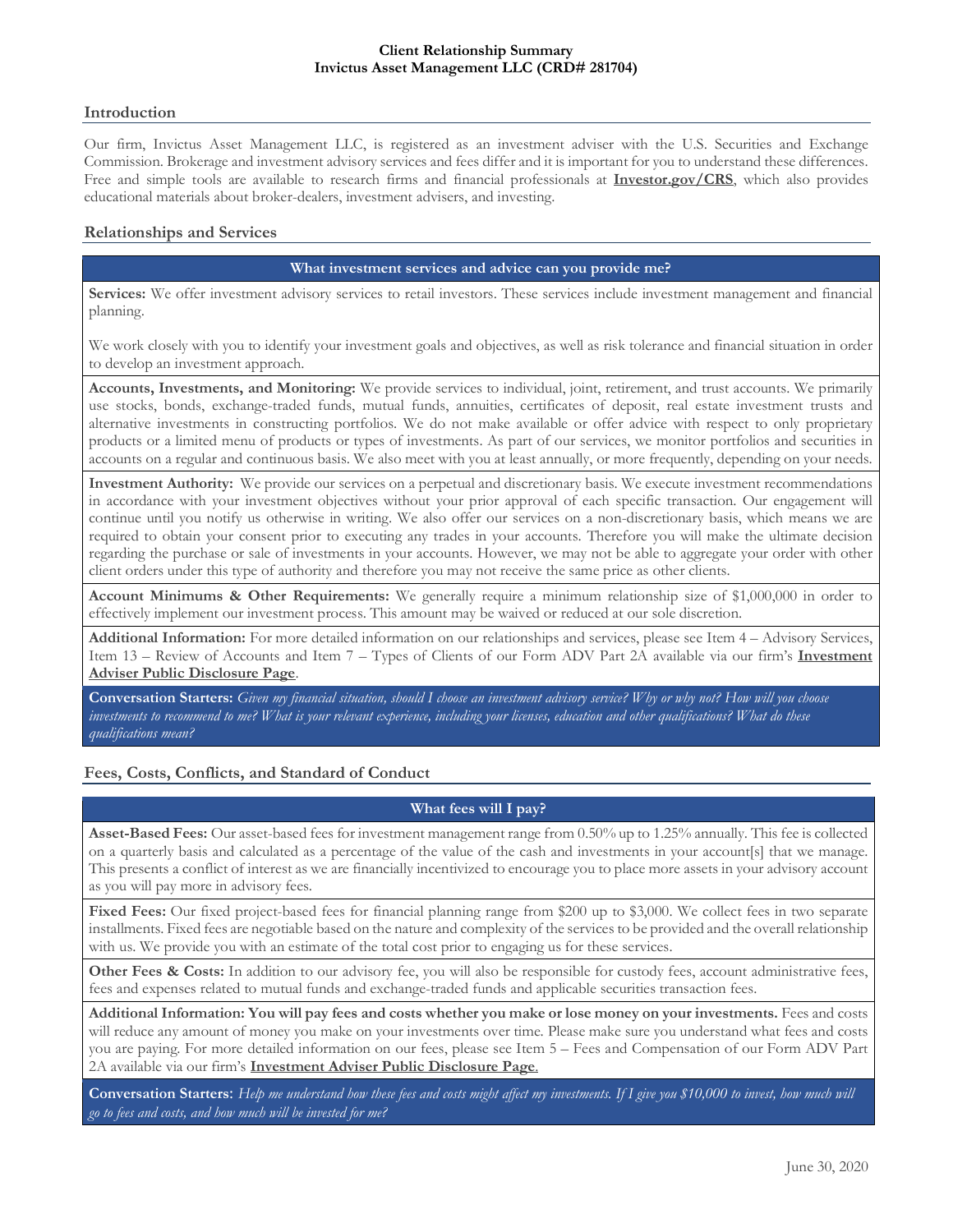**Client Relationship Summary**
**Invictus Asset Management LLC (CRD# 281704)**

## Introduction

Our firm, Invictus Asset Management LLC, is registered as an investment adviser with the U.S. Securities and Exchange Commission. Brokerage and investment advisory services and fees differ and it is important for you to understand these differences. Free and simple tools are available to research firms and financial professionals at **Investor.gov/CRS**, which also provides educational materials about broker-dealers, investment advisers, and investing.

## Relationships and Services

### What investment services and advice can you provide me?

**Services:** We offer investment advisory services to retail investors. These services include investment management and financial planning.

We work closely with you to identify your investment goals and objectives, as well as risk tolerance and financial situation in order to develop an investment approach.

**Accounts, Investments, and Monitoring:** We provide services to individual, joint, retirement, and trust accounts. We primarily use stocks, bonds, exchange-traded funds, mutual funds, annuities, certificates of deposit, real estate investment trusts and alternative investments in constructing portfolios. We do not make available or offer advice with respect to only proprietary products or a limited menu of products or types of investments. As part of our services, we monitor portfolios and securities in accounts on a regular and continuous basis. We also meet with you at least annually, or more frequently, depending on your needs.

**Investment Authority:** We provide our services on a perpetual and discretionary basis. We execute investment recommendations in accordance with your investment objectives without your prior approval of each specific transaction. Our engagement will continue until you notify us otherwise in writing. We also offer our services on a non-discretionary basis, which means we are required to obtain your consent prior to executing any trades in your accounts. Therefore you will make the ultimate decision regarding the purchase or sale of investments in your accounts. However, we may not be able to aggregate your order with other client orders under this type of authority and therefore you may not receive the same price as other clients.

**Account Minimums & Other Requirements:** We generally require a minimum relationship size of $1,000,000 in order to effectively implement our investment process. This amount may be waived or reduced at our sole discretion.

**Additional Information:** For more detailed information on our relationships and services, please see Item 4 – Advisory Services, Item 13 – Review of Accounts and Item 7 – Types of Clients of our Form ADV Part 2A available via our firm's **Investment Adviser Public Disclosure Page**.

**Conversation Starters:** *Given my financial situation, should I choose an investment advisory service? Why or why not? How will you choose investments to recommend to me? What is your relevant experience, including your licenses, education and other qualifications? What do these qualifications mean?*

## Fees, Costs, Conflicts, and Standard of Conduct

### What fees will I pay?

**Asset-Based Fees:** Our asset-based fees for investment management range from 0.50% up to 1.25% annually. This fee is collected on a quarterly basis and calculated as a percentage of the value of the cash and investments in your account[s] that we manage. This presents a conflict of interest as we are financially incentivized to encourage you to place more assets in your advisory account as you will pay more in advisory fees.

**Fixed Fees:** Our fixed project-based fees for financial planning range from $200 up to $3,000. We collect fees in two separate installments. Fixed fees are negotiable based on the nature and complexity of the services to be provided and the overall relationship with us. We provide you with an estimate of the total cost prior to engaging us for these services.

**Other Fees & Costs:** In addition to our advisory fee, you will also be responsible for custody fees, account administrative fees, fees and expenses related to mutual funds and exchange-traded funds and applicable securities transaction fees.

**Additional Information: You will pay fees and costs whether you make or lose money on your investments.** Fees and costs will reduce any amount of money you make on your investments over time. Please make sure you understand what fees and costs you are paying. For more detailed information on our fees, please see Item 5 – Fees and Compensation of our Form ADV Part 2A available via our firm's **Investment Adviser Public Disclosure Page**.

**Conversation Starters:** *Help me understand how these fees and costs might affect my investments. If I give you $10,000 to invest, how much will go to fees and costs, and how much will be invested for me?*

June 30, 2020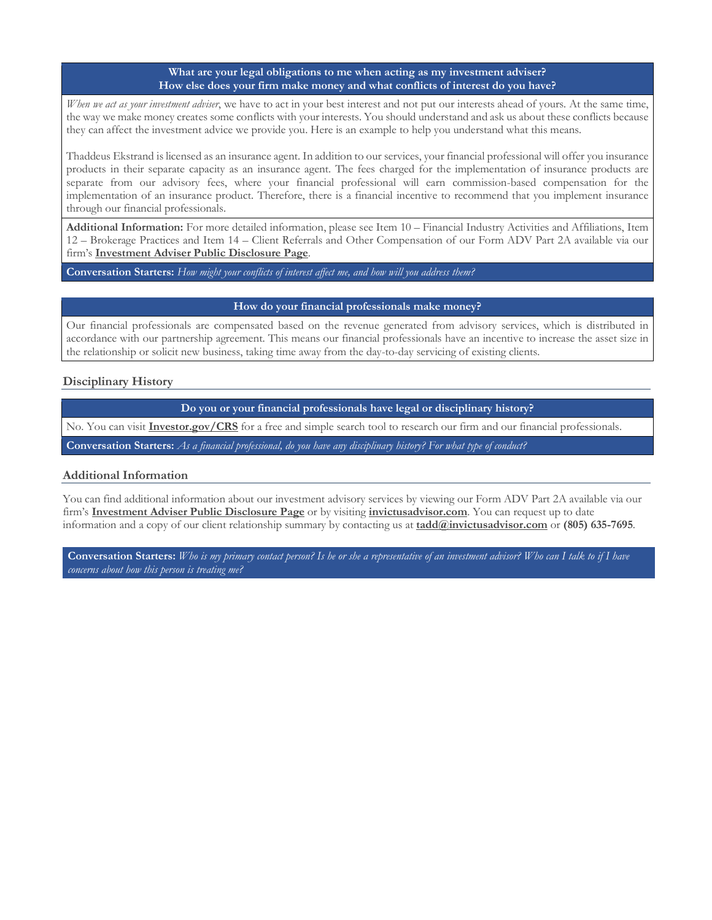**What are your legal obligations to me when acting as my investment adviser?**
**How else does your firm make money and what conflicts of interest do you have?**

*When we act as your investment adviser*, we have to act in your best interest and not put our interests ahead of yours. At the same time, the way we make money creates some conflicts with your interests. You should understand and ask us about these conflicts because they can affect the investment advice we provide you. Here is an example to help you understand what this means.

Thaddeus Ekstrand is licensed as an insurance agent. In addition to our services, your financial professional will offer you insurance products in their separate capacity as an insurance agent. The fees charged for the implementation of insurance products are separate from our advisory fees, where your financial professional will earn commission-based compensation for the implementation of an insurance product. Therefore, there is a financial incentive to recommend that you implement insurance through our financial professionals.

**Additional Information:** For more detailed information, please see Item 10 – Financial Industry Activities and Affiliations, Item 12 – Brokerage Practices and Item 14 – Client Referrals and Other Compensation of our Form ADV Part 2A available via our firm's **Investment Adviser Public Disclosure Page**.

**Conversation Starters:** *How might your conflicts of interest affect me, and how will you address them?*

**How do your financial professionals make money?**

Our financial professionals are compensated based on the revenue generated from advisory services, which is distributed in accordance with our partnership agreement. This means our financial professionals have an incentive to increase the asset size in the relationship or solicit new business, taking time away from the day-to-day servicing of existing clients.

## Disciplinary History

**Do you or your financial professionals have legal or disciplinary history?**

No. You can visit **Investor.gov/CRS** for a free and simple search tool to research our firm and our financial professionals.

**Conversation Starters:** *As a financial professional, do you have any disciplinary history? For what type of conduct?*

## Additional Information

You can find additional information about our investment advisory services by viewing our Form ADV Part 2A available via our firm's **Investment Adviser Public Disclosure Page** or by visiting **invictusadvisor.com**. You can request up to date information and a copy of our client relationship summary by contacting us at **tadd@invictusadvisor.com** or **(805) 635-7695**.

**Conversation Starters:** *Who is my primary contact person? Is he or she a representative of an investment advisor? Who can I talk to if I have concerns about how this person is treating me?*